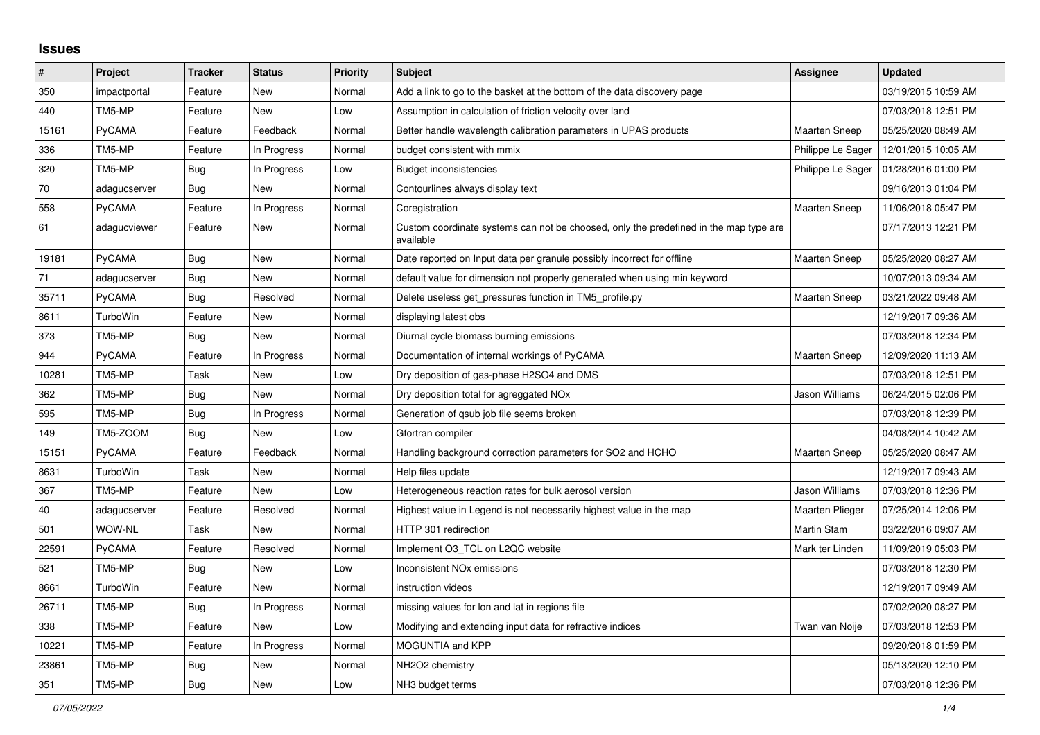# Issues

| # | Project | Tracker | Status | Priority | Subject | Assignee | Updated |
|---|---|---|---|---|---|---|---|
| 350 | impactportal | Feature | New | Normal | Add a link to go to the basket at the bottom of the data discovery page | | 03/19/2015 10:59 AM |
| 440 | TM5-MP | Feature | New | Low | Assumption in calculation of friction velocity over land | | 07/03/2018 12:51 PM |
| 15161 | PyCAMA | Feature | Feedback | Normal | Better handle wavelength calibration parameters in UPAS products | Maarten Sneep | 05/25/2020 08:49 AM |
| 336 | TM5-MP | Feature | In Progress | Normal | budget consistent with mmix | Philippe Le Sager | 12/01/2015 10:05 AM |
| 320 | TM5-MP | Bug | In Progress | Low | Budget inconsistencies | Philippe Le Sager | 01/28/2016 01:00 PM |
| 70 | adagucserver | Bug | New | Normal | Contourlines always display text | | 09/16/2013 01:04 PM |
| 558 | PyCAMA | Feature | In Progress | Normal | Coregistration | Maarten Sneep | 11/06/2018 05:47 PM |
| 61 | adagucviewer | Feature | New | Normal | Custom coordinate systems can not be choosed, only the predefined in the map type are available | | 07/17/2013 12:21 PM |
| 19181 | PyCAMA | Bug | New | Normal | Date reported on Input data per granule possibly incorrect for offline | Maarten Sneep | 05/25/2020 08:27 AM |
| 71 | adagucserver | Bug | New | Normal | default value for dimension not properly generated when using min keyword | | 10/07/2013 09:34 AM |
| 35711 | PyCAMA | Bug | Resolved | Normal | Delete useless get_pressures function in TM5_profile.py | Maarten Sneep | 03/21/2022 09:48 AM |
| 8611 | TurboWin | Feature | New | Normal | displaying latest obs | | 12/19/2017 09:36 AM |
| 373 | TM5-MP | Bug | New | Normal | Diurnal cycle biomass burning emissions | | 07/03/2018 12:34 PM |
| 944 | PyCAMA | Feature | In Progress | Normal | Documentation of internal workings of PyCAMA | Maarten Sneep | 12/09/2020 11:13 AM |
| 10281 | TM5-MP | Task | New | Low | Dry deposition of gas-phase H2SO4 and DMS | | 07/03/2018 12:51 PM |
| 362 | TM5-MP | Bug | New | Normal | Dry deposition total for agreggated NOx | Jason Williams | 06/24/2015 02:06 PM |
| 595 | TM5-MP | Bug | In Progress | Normal | Generation of qsub job file seems broken | | 07/03/2018 12:39 PM |
| 149 | TM5-ZOOM | Bug | New | Low | Gfortran compiler | | 04/08/2014 10:42 AM |
| 15151 | PyCAMA | Feature | Feedback | Normal | Handling background correction parameters for SO2 and HCHO | Maarten Sneep | 05/25/2020 08:47 AM |
| 8631 | TurboWin | Task | New | Normal | Help files update | | 12/19/2017 09:43 AM |
| 367 | TM5-MP | Feature | New | Low | Heterogeneous reaction rates for bulk aerosol version | Jason Williams | 07/03/2018 12:36 PM |
| 40 | adagucserver | Feature | Resolved | Normal | Highest value in Legend is not necessarily highest value in the map | Maarten Plieger | 07/25/2014 12:06 PM |
| 501 | WOW-NL | Task | New | Normal | HTTP 301 redirection | Martin Stam | 03/22/2016 09:07 AM |
| 22591 | PyCAMA | Feature | Resolved | Normal | Implement O3_TCL on L2QC website | Mark ter Linden | 11/09/2019 05:03 PM |
| 521 | TM5-MP | Bug | New | Low | Inconsistent NOx emissions | | 07/03/2018 12:30 PM |
| 8661 | TurboWin | Feature | New | Normal | instruction videos | | 12/19/2017 09:49 AM |
| 26711 | TM5-MP | Bug | In Progress | Normal | missing values for lon and lat in regions file | | 07/02/2020 08:27 PM |
| 338 | TM5-MP | Feature | New | Low | Modifying and extending input data for refractive indices | Twan van Noije | 07/03/2018 12:53 PM |
| 10221 | TM5-MP | Feature | In Progress | Normal | MOGUNTIA and KPP | | 09/20/2018 01:59 PM |
| 23861 | TM5-MP | Bug | New | Normal | NH2O2 chemistry | | 05/13/2020 12:10 PM |
| 351 | TM5-MP | Bug | New | Low | NH3 budget terms | | 07/03/2018 12:36 PM |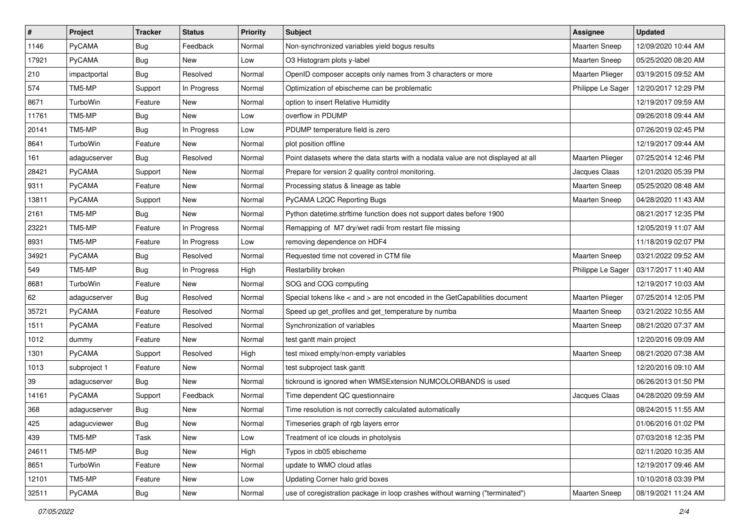| # | Project | Tracker | Status | Priority | Subject | Assignee | Updated |
|---|---|---|---|---|---|---|---|
| 1146 | PyCAMA | Bug | Feedback | Normal | Non-synchronized variables yield bogus results | Maarten Sneep | 12/09/2020 10:44 AM |
| 17921 | PyCAMA | Bug | New | Low | O3 Histogram plots y-label | Maarten Sneep | 05/25/2020 08:20 AM |
| 210 | impactportal | Bug | Resolved | Normal | OpenID composer accepts only names from 3 characters or more | Maarten Plieger | 03/19/2015 09:52 AM |
| 574 | TM5-MP | Support | In Progress | Normal | Optimization of ebischeme can be problematic | Philippe Le Sager | 12/20/2017 12:29 PM |
| 8671 | TurboWin | Feature | New | Normal | option to insert Relative Humidity | | 12/19/2017 09:59 AM |
| 11761 | TM5-MP | Bug | New | Low | overflow in PDUMP | | 09/26/2018 09:44 AM |
| 20141 | TM5-MP | Bug | In Progress | Low | PDUMP temperature field is zero | | 07/26/2019 02:45 PM |
| 8641 | TurboWin | Feature | New | Normal | plot position offline | | 12/19/2017 09:44 AM |
| 161 | adagucserver | Bug | Resolved | Normal | Point datasets where the data starts with a nodata value are not displayed at all | Maarten Plieger | 07/25/2014 12:46 PM |
| 28421 | PyCAMA | Support | New | Normal | Prepare for version 2 quality control monitoring. | Jacques Claas | 12/01/2020 05:39 PM |
| 9311 | PyCAMA | Feature | New | Normal | Processing status & lineage as table | Maarten Sneep | 05/25/2020 08:48 AM |
| 13811 | PyCAMA | Support | New | Normal | PyCAMA L2QC Reporting Bugs | Maarten Sneep | 04/28/2020 11:43 AM |
| 2161 | TM5-MP | Bug | New | Normal | Python datetime.strftime function does not support dates before 1900 | | 08/21/2017 12:35 PM |
| 23221 | TM5-MP | Feature | In Progress | Normal | Remapping of M7 dry/wet radii from restart file missing | | 12/05/2019 11:07 AM |
| 8931 | TM5-MP | Feature | In Progress | Low | removing dependence on HDF4 | | 11/18/2019 02:07 PM |
| 34921 | PyCAMA | Bug | Resolved | Normal | Requested time not covered in CTM file | Maarten Sneep | 03/21/2022 09:52 AM |
| 549 | TM5-MP | Bug | In Progress | High | Restarbility broken | Philippe Le Sager | 03/17/2017 11:40 AM |
| 8681 | TurboWin | Feature | New | Normal | SOG and COG computing | | 12/19/2017 10:03 AM |
| 62 | adagucserver | Bug | Resolved | Normal | Special tokens like < and > are not encoded in the GetCapabilities document | Maarten Plieger | 07/25/2014 12:05 PM |
| 35721 | PyCAMA | Feature | Resolved | Normal | Speed up get_profiles and get_temperature by numba | Maarten Sneep | 03/21/2022 10:55 AM |
| 1511 | PyCAMA | Feature | Resolved | Normal | Synchronization of variables | Maarten Sneep | 08/21/2020 07:37 AM |
| 1012 | dummy | Feature | New | Normal | test gantt main project | | 12/20/2016 09:09 AM |
| 1301 | PyCAMA | Support | Resolved | High | test mixed empty/non-empty variables | Maarten Sneep | 08/21/2020 07:38 AM |
| 1013 | subproject 1 | Feature | New | Normal | test subproject task gantt | | 12/20/2016 09:10 AM |
| 39 | adagucserver | Bug | New | Normal | tickround is ignored when WMSExtension NUMCOLORBANDS is used | | 06/26/2013 01:50 PM |
| 14161 | PyCAMA | Support | Feedback | Normal | Time dependent QC questionnaire | Jacques Claas | 04/28/2020 09:59 AM |
| 368 | adagucserver | Bug | New | Normal | Time resolution is not correctly calculated automatically | | 08/24/2015 11:55 AM |
| 425 | adagucviewer | Bug | New | Normal | Timeseries graph of rgb layers error | | 01/06/2016 01:02 PM |
| 439 | TM5-MP | Task | New | Low | Treatment of ice clouds in photolysis | | 07/03/2018 12:35 PM |
| 24611 | TM5-MP | Bug | New | High | Typos in cb05 ebischeme | | 02/11/2020 10:35 AM |
| 8651 | TurboWin | Feature | New | Normal | update to WMO cloud atlas | | 12/19/2017 09:46 AM |
| 12101 | TM5-MP | Feature | New | Low | Updating Corner halo grid boxes | | 10/10/2018 03:39 PM |
| 32511 | PyCAMA | Bug | New | Normal | use of coregistration package in loop crashes without warning ("terminated") | Maarten Sneep | 08/19/2021 11:24 AM |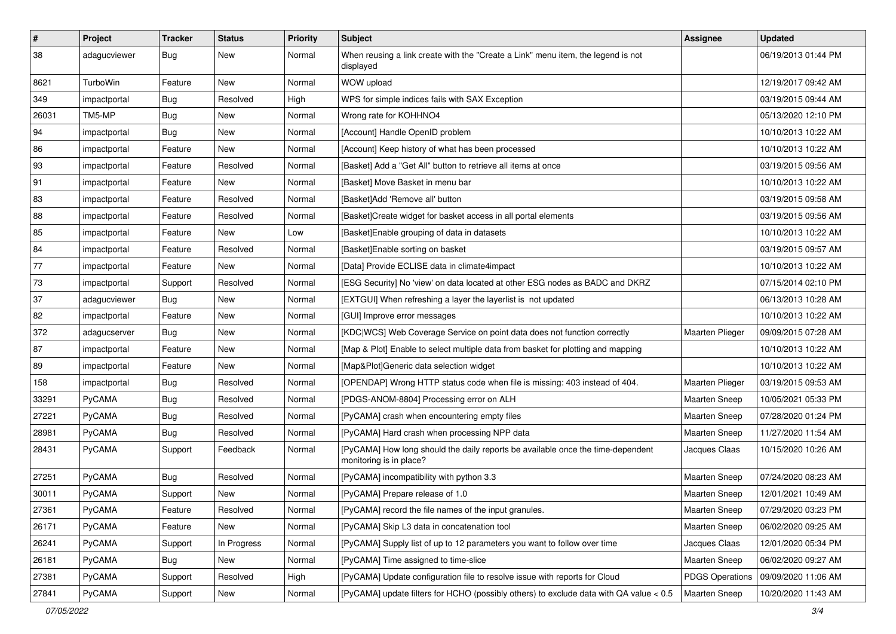| # | Project | Tracker | Status | Priority | Subject | Assignee | Updated |
|---|---|---|---|---|---|---|---|
| 38 | adagucviewer | Bug | New | Normal | When reusing a link create with the "Create a Link" menu item, the legend is not displayed | | 06/19/2013 01:44 PM |
| 8621 | TurboWin | Feature | New | Normal | WOW upload | | 12/19/2017 09:42 AM |
| 349 | impactportal | Bug | Resolved | High | WPS for simple indices fails with SAX Exception | | 03/19/2015 09:44 AM |
| 26031 | TM5-MP | Bug | New | Normal | Wrong rate for KOHHNO4 | | 05/13/2020 12:10 PM |
| 94 | impactportal | Bug | New | Normal | [Account] Handle OpenID problem | | 10/10/2013 10:22 AM |
| 86 | impactportal | Feature | New | Normal | [Account] Keep history of what has been processed | | 10/10/2013 10:22 AM |
| 93 | impactportal | Feature | Resolved | Normal | [Basket] Add a "Get All" button to retrieve all items at once | | 03/19/2015 09:56 AM |
| 91 | impactportal | Feature | New | Normal | [Basket] Move Basket in menu bar | | 10/10/2013 10:22 AM |
| 83 | impactportal | Feature | Resolved | Normal | [Basket]Add 'Remove all' button | | 03/19/2015 09:58 AM |
| 88 | impactportal | Feature | Resolved | Normal | [Basket]Create widget for basket access in all portal elements | | 03/19/2015 09:56 AM |
| 85 | impactportal | Feature | New | Low | [Basket]Enable grouping of data in datasets | | 10/10/2013 10:22 AM |
| 84 | impactportal | Feature | Resolved | Normal | [Basket]Enable sorting on basket | | 03/19/2015 09:57 AM |
| 77 | impactportal | Feature | New | Normal | [Data] Provide ECLISE data in climate4impact | | 10/10/2013 10:22 AM |
| 73 | impactportal | Support | Resolved | Normal | [ESG Security] No 'view' on data located at other ESG nodes as BADC and DKRZ | | 07/15/2014 02:10 PM |
| 37 | adagucviewer | Bug | New | Normal | [EXTGUI] When refreshing a layer the layerlist is not updated | | 06/13/2013 10:28 AM |
| 82 | impactportal | Feature | New | Normal | [GUI] Improve error messages | | 10/10/2013 10:22 AM |
| 372 | adagucserver | Bug | New | Normal | [KDC\|WCS] Web Coverage Service on point data does not function correctly | Maarten Plieger | 09/09/2015 07:28 AM |
| 87 | impactportal | Feature | New | Normal | [Map & Plot] Enable to select multiple data from basket for plotting and mapping | | 10/10/2013 10:22 AM |
| 89 | impactportal | Feature | New | Normal | [Map&Plot]Generic data selection widget | | 10/10/2013 10:22 AM |
| 158 | impactportal | Bug | Resolved | Normal | [OPENDAP] Wrong HTTP status code when file is missing: 403 instead of 404. | Maarten Plieger | 03/19/2015 09:53 AM |
| 33291 | PyCAMA | Bug | Resolved | Normal | [PDGS-ANOM-8804] Processing error on ALH | Maarten Sneep | 10/05/2021 05:33 PM |
| 27221 | PyCAMA | Bug | Resolved | Normal | [PyCAMA] crash when encountering empty files | Maarten Sneep | 07/28/2020 01:24 PM |
| 28981 | PyCAMA | Bug | Resolved | Normal | [PyCAMA] Hard crash when processing NPP data | Maarten Sneep | 11/27/2020 11:54 AM |
| 28431 | PyCAMA | Support | Feedback | Normal | [PyCAMA] How long should the daily reports be available once the time-dependent monitoring is in place? | Jacques Claas | 10/15/2020 10:26 AM |
| 27251 | PyCAMA | Bug | Resolved | Normal | [PyCAMA] incompatibility with python 3.3 | Maarten Sneep | 07/24/2020 08:23 AM |
| 30011 | PyCAMA | Support | New | Normal | [PyCAMA] Prepare release of 1.0 | Maarten Sneep | 12/01/2021 10:49 AM |
| 27361 | PyCAMA | Feature | Resolved | Normal | [PyCAMA] record the file names of the input granules. | Maarten Sneep | 07/29/2020 03:23 PM |
| 26171 | PyCAMA | Feature | New | Normal | [PyCAMA] Skip L3 data in concatenation tool | Maarten Sneep | 06/02/2020 09:25 AM |
| 26241 | PyCAMA | Support | In Progress | Normal | [PyCAMA] Supply list of up to 12 parameters you want to follow over time | Jacques Claas | 12/01/2020 05:34 PM |
| 26181 | PyCAMA | Bug | New | Normal | [PyCAMA] Time assigned to time-slice | Maarten Sneep | 06/02/2020 09:27 AM |
| 27381 | PyCAMA | Support | Resolved | High | [PyCAMA] Update configuration file to resolve issue with reports for Cloud | PDGS Operations | 09/09/2020 11:06 AM |
| 27841 | PyCAMA | Support | New | Normal | [PyCAMA] update filters for HCHO (possibly others) to exclude data with QA value < 0.5 | Maarten Sneep | 10/20/2020 11:43 AM |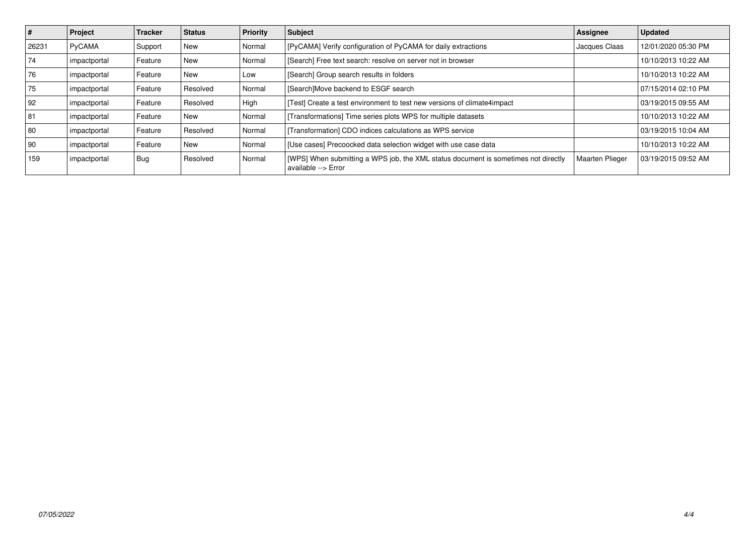| # | Project | Tracker | Status | Priority | Subject | Assignee | Updated |
|---|---|---|---|---|---|---|---|
| 26231 | PyCAMA | Support | New | Normal | [PyCAMA] Verify configuration of PyCAMA for daily extractions | Jacques Claas | 12/01/2020 05:30 PM |
| 74 | impactportal | Feature | New | Normal | [Search] Free text search: resolve on server not in browser | | 10/10/2013 10:22 AM |
| 76 | impactportal | Feature | New | Low | [Search] Group search results in folders | | 10/10/2013 10:22 AM |
| 75 | impactportal | Feature | Resolved | Normal | [Search]Move backend to ESGF search | | 07/15/2014 02:10 PM |
| 92 | impactportal | Feature | Resolved | High | [Test] Create a test environment to test new versions of climate4impact | | 03/19/2015 09:55 AM |
| 81 | impactportal | Feature | New | Normal | [Transformations] Time series plots WPS for multiple datasets | | 10/10/2013 10:22 AM |
| 80 | impactportal | Feature | Resolved | Normal | [Transformation] CDO indices calculations as WPS service | | 03/19/2015 10:04 AM |
| 90 | impactportal | Feature | New | Normal | [Use cases] Precoocked data selection widget with use case data | | 10/10/2013 10:22 AM |
| 159 | impactportal | Bug | Resolved | Normal | [WPS] When submitting a WPS job, the XML status document is sometimes not directly available --> Error | Maarten Plieger | 03/19/2015 09:52 AM |